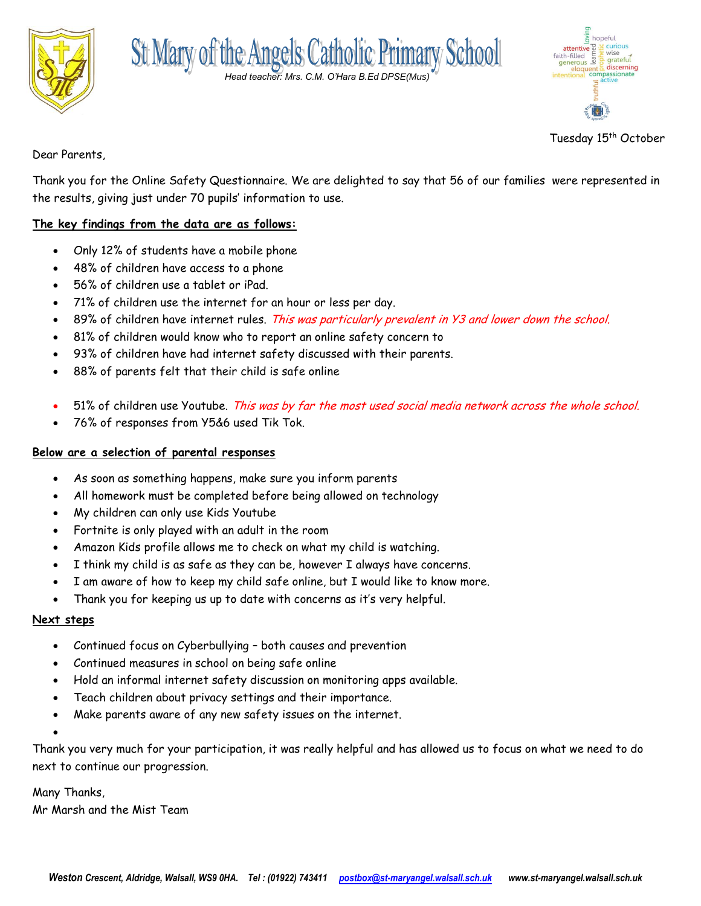# St Mary of the Angels Catholic Primary School

*Head teacher: Mrs. C.M. O'Hara B.Ed DPSE(Mus)*

Tuesday 15th October

Dear Parents,

Thank you for the Online Safety Questionnaire. We are delighted to say that 56 of our families were represented in the results, giving just under 70 pupils' information to use.

**The key findings from the data are as follows:**

- Only 12% of students have a mobile phone
- 48% of children have access to a phone
- 56% of children use a tablet or iPad.
- 71% of children use the internet for an hour or less per day.
- 89% of children have internet rules. *This was particularly prevalent in Y3 and lower down the school.*
- 81% of children would know who to report an online safety concern to
- 93% of children have had internet safety discussed with their parents.
- 88% of parents felt that their child is safe online

- 51% of children use Youtube. *This was by far the most used social media network across the whole school.*
- 76% of responses from Y5&6 used Tik Tok.

**Below are a selection of parental responses**

- As soon as something happens, make sure you inform parents
- All homework must be completed before being allowed on technology
- My children can only use Kids Youtube
- Fortnite is only played with an adult in the room
- Amazon Kids profile allows me to check on what my child is watching.
- I think my child is as safe as they can be, however I always have concerns.
- I am aware of how to keep my child safe online, but I would like to know more.
- Thank you for keeping us up to date with concerns as it's very helpful.

**Next steps**

- Continued focus on Cyberbullying – both causes and prevention
- Continued measures in school on being safe online
- Hold an informal internet safety discussion on monitoring apps available.
- Teach children about privacy settings and their importance.
- Make parents aware of any new safety issues on the internet.

Thank you very much for your participation, it was really helpful and has allowed us to focus on what we need to do next to continue our progression.

Many Thanks,
Mr Marsh and the Mist Team

*Weston Crescent, Aldridge, Walsall, WS9 0HA. Tel : (01922) 743411 postbox@st-maryangel.walsall.sch.uk www.st-maryangel.walsall.sch.uk*